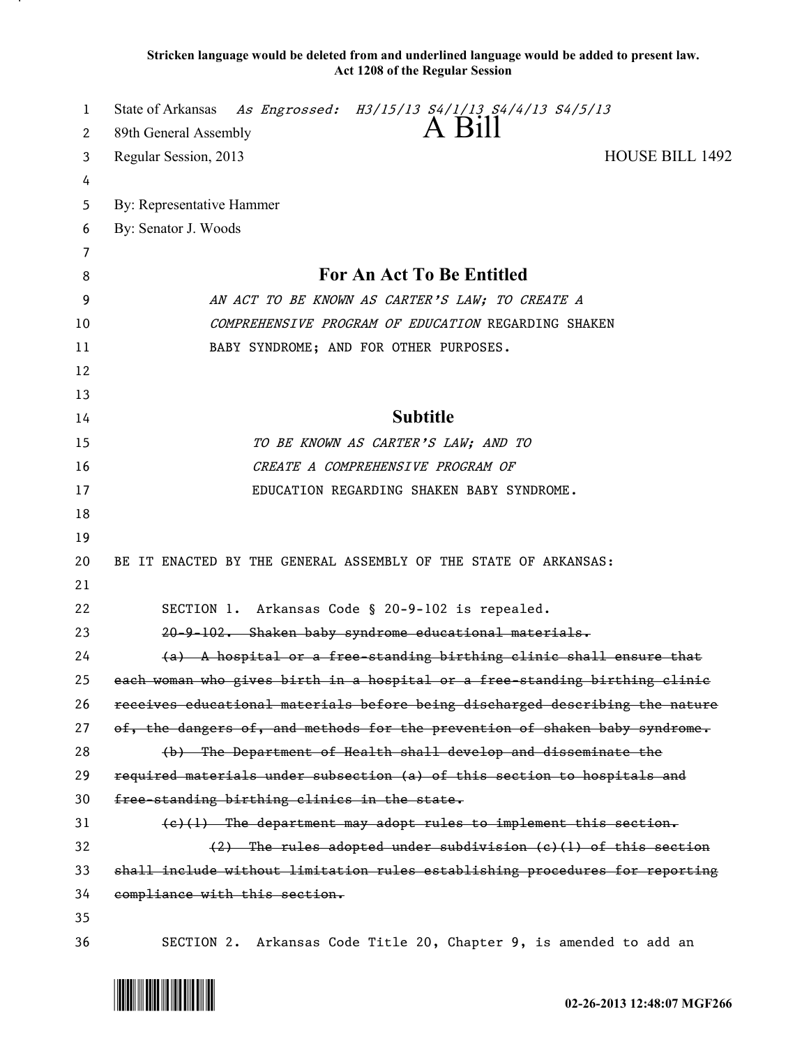**Stricken language would be deleted from and underlined language would be added to present law.**
**Act 1208 of the Regular Session**

State of Arkansas *As Engrossed: H3/15/13 S4/1/13 S4/4/13 S4/5/13*
89th General Assembly
# A Bill
Regular Session, 2013 HOUSE BILL 1492

By: Representative Hammer
By: Senator J. Woods

## For An Act To Be Entitled

*AN ACT TO BE KNOWN AS CARTER'S LAW; TO CREATE A COMPREHENSIVE PROGRAM OF EDUCATION* REGARDING SHAKEN BABY SYNDROME; AND FOR OTHER PURPOSES.

## Subtitle

*TO BE KNOWN AS CARTER'S LAW; AND TO CREATE A COMPREHENSIVE PROGRAM OF* EDUCATION REGARDING SHAKEN BABY SYNDROME.

BE IT ENACTED BY THE GENERAL ASSEMBLY OF THE STATE OF ARKANSAS:

SECTION 1. Arkansas Code § 20-9-102 is repealed.

~~20-9-102. Shaken baby syndrome educational materials.~~

~~(a) A hospital or a free-standing birthing clinic shall ensure that each woman who gives birth in a hospital or a free-standing birthing clinic receives educational materials before being discharged describing the nature of, the dangers of, and methods for the prevention of shaken baby syndrome.~~

~~(b) The Department of Health shall develop and disseminate the required materials under subsection (a) of this section to hospitals and free-standing birthing clinics in the state.~~

~~(c)(1) The department may adopt rules to implement this section.~~

~~(2) The rules adopted under subdivision (c)(1) of this section shall include without limitation rules establishing procedures for reporting compliance with this section.~~

SECTION 2. Arkansas Code Title 20, Chapter 9, is amended to add an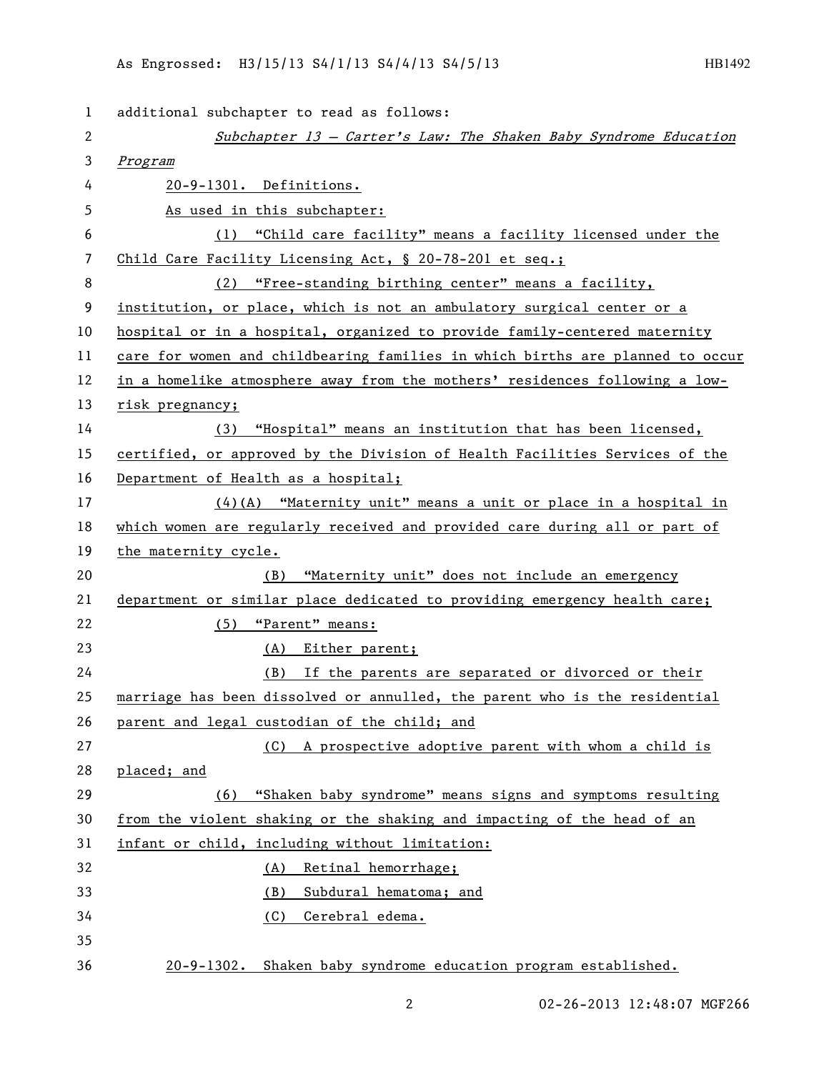additional subchapter to read as follows:

*Subchapter 13 — Carter's Law: The Shaken Baby Syndrome Education Program*

20-9-1301. Definitions.

As used in this subchapter:

(1) "Child care facility" means a facility licensed under the Child Care Facility Licensing Act, § 20-78-201 et seq.;

(2) "Free-standing birthing center" means a facility, institution, or place, which is not an ambulatory surgical center or a hospital or in a hospital, organized to provide family-centered maternity care for women and childbearing families in which births are planned to occur in a homelike atmosphere away from the mothers' residences following a low-risk pregnancy;

(3) "Hospital" means an institution that has been licensed, certified, or approved by the Division of Health Facilities Services of the Department of Health as a hospital;

(4)(A) "Maternity unit" means a unit or place in a hospital in which women are regularly received and provided care during all or part of the maternity cycle.

(B) "Maternity unit" does not include an emergency department or similar place dedicated to providing emergency health care;

(5) "Parent" means:

(A) Either parent;

(B) If the parents are separated or divorced or their marriage has been dissolved or annulled, the parent who is the residential parent and legal custodian of the child; and

(C) A prospective adoptive parent with whom a child is placed; and

(6) "Shaken baby syndrome" means signs and symptoms resulting from the violent shaking or the shaking and impacting of the head of an infant or child, including without limitation:

(A) Retinal hemorrhage;

(B) Subdural hematoma; and

(C) Cerebral edema.

20-9-1302. Shaken baby syndrome education program established.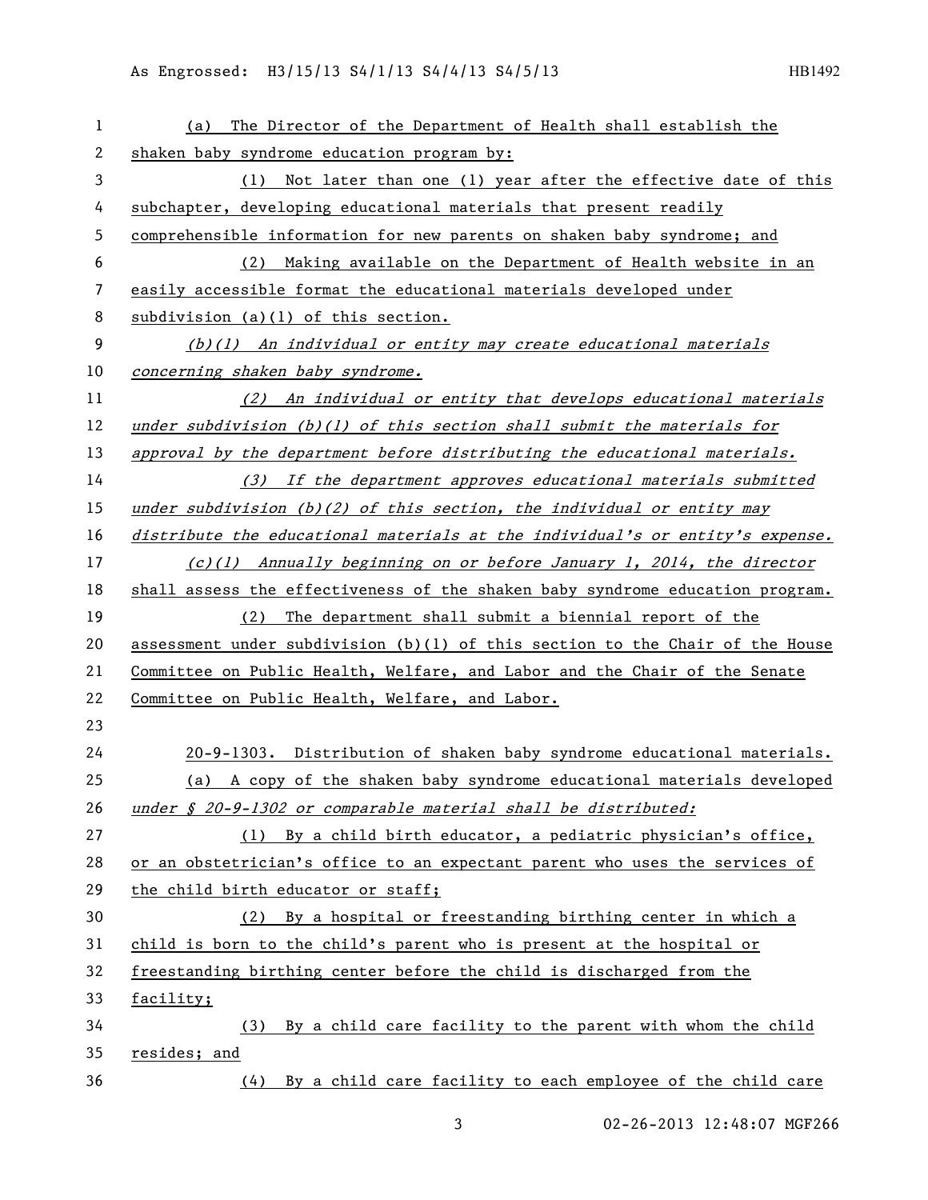(a) The Director of the Department of Health shall establish the shaken baby syndrome education program by:

(1) Not later than one (1) year after the effective date of this subchapter, developing educational materials that present readily comprehensible information for new parents on shaken baby syndrome; and

(2) Making available on the Department of Health website in an easily accessible format the educational materials developed under subdivision (a)(1) of this section.

*(b)(1) An individual or entity may create educational materials concerning shaken baby syndrome.*

*(2) An individual or entity that develops educational materials under subdivision (b)(1) of this section shall submit the materials for approval by the department before distributing the educational materials.*

*(3) If the department approves educational materials submitted under subdivision (b)(2) of this section, the individual or entity may distribute the educational materials at the individual's or entity's expense.*

*(c)(1) Annually beginning on or before January 1, 2014, the director* shall assess the effectiveness of the shaken baby syndrome education program.

(2) The department shall submit a biennial report of the assessment under subdivision (b)(1) of this section to the Chair of the House Committee on Public Health, Welfare, and Labor and the Chair of the Senate Committee on Public Health, Welfare, and Labor.

20-9-1303. Distribution of shaken baby syndrome educational materials.

(a) A copy of the shaken baby syndrome educational materials developed *under § 20-9-1302 or comparable material shall be distributed:*

(1) By a child birth educator, a pediatric physician's office, or an obstetrician's office to an expectant parent who uses the services of the child birth educator or staff;

(2) By a hospital or freestanding birthing center in which a child is born to the child's parent who is present at the hospital or freestanding birthing center before the child is discharged from the facility;

(3) By a child care facility to the parent with whom the child resides; and

(4) By a child care facility to each employee of the child care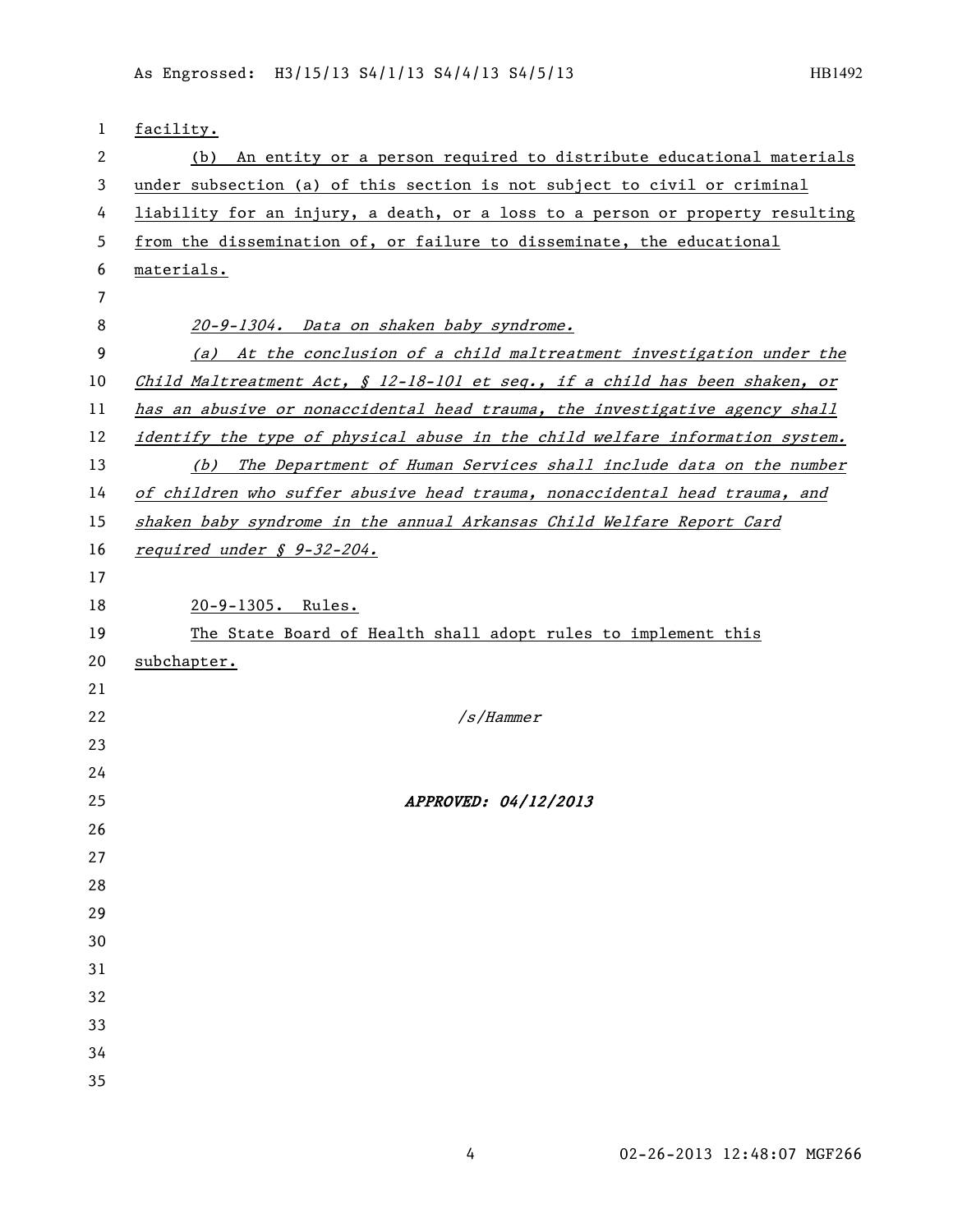facility.

(b) An entity or a person required to distribute educational materials under subsection (a) of this section is not subject to civil or criminal liability for an injury, a death, or a loss to a person or property resulting from the dissemination of, or failure to disseminate, the educational materials.

*20-9-1304. Data on shaken baby syndrome.*

*(a) At the conclusion of a child maltreatment investigation under the Child Maltreatment Act, § 12-18-101 et seq., if a child has been shaken, or has an abusive or nonaccidental head trauma, the investigative agency shall identify the type of physical abuse in the child welfare information system.*

*(b) The Department of Human Services shall include data on the number of children who suffer abusive head trauma, nonaccidental head trauma, and shaken baby syndrome in the annual Arkansas Child Welfare Report Card required under § 9-32-204.*

20-9-1305. Rules.

The State Board of Health shall adopt rules to implement this subchapter.

/s/Hammer

***APPROVED: 04/12/2013***